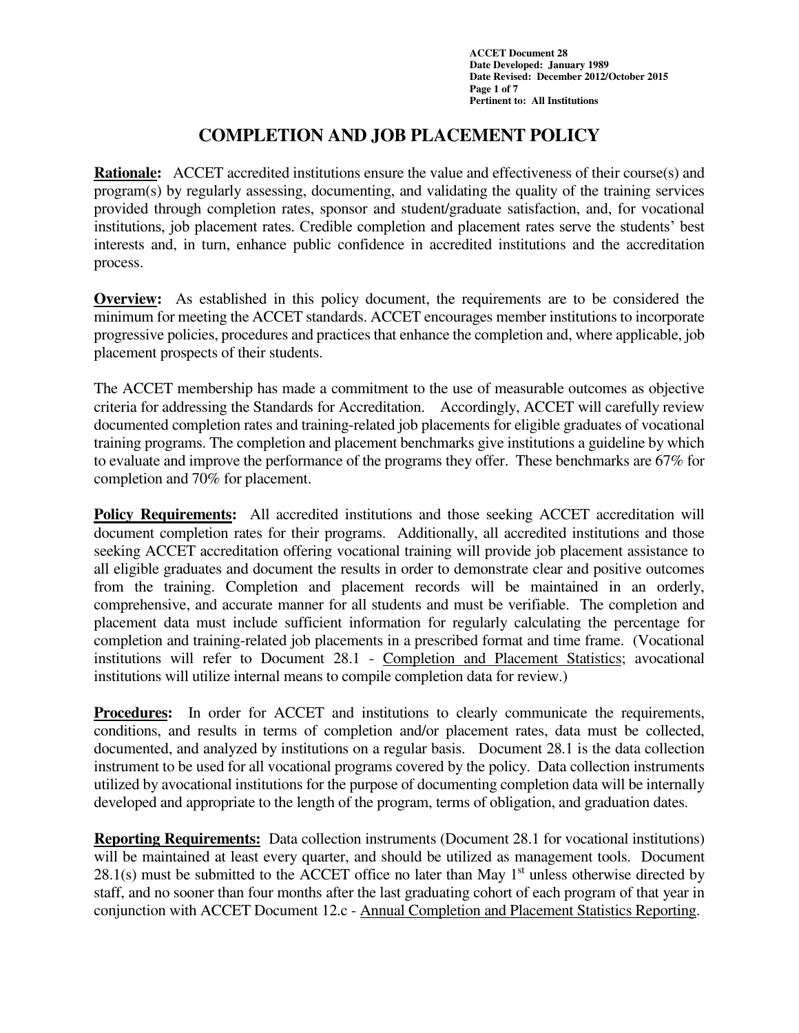**ACCET Document 28**
**Date Developed: January 1989**
**Date Revised: December 2012/October 2015**
**Pertinent to: All Institutions**

# COMPLETION AND JOB PLACEMENT POLICY

**Rationale:** ACCET accredited institutions ensure the value and effectiveness of their course(s) and program(s) by regularly assessing, documenting, and validating the quality of the training services provided through completion rates, sponsor and student/graduate satisfaction, and, for vocational institutions, job placement rates. Credible completion and placement rates serve the students' best interests and, in turn, enhance public confidence in accredited institutions and the accreditation process.

**Overview:** As established in this policy document, the requirements are to be considered the minimum for meeting the ACCET standards. ACCET encourages member institutions to incorporate progressive policies, procedures and practices that enhance the completion and, where applicable, job placement prospects of their students.

The ACCET membership has made a commitment to the use of measurable outcomes as objective criteria for addressing the Standards for Accreditation. Accordingly, ACCET will carefully review documented completion rates and training-related job placements for eligible graduates of vocational training programs. The completion and placement benchmarks give institutions a guideline by which to evaluate and improve the performance of the programs they offer. These benchmarks are 67% for completion and 70% for placement.

**Policy Requirements:** All accredited institutions and those seeking ACCET accreditation will document completion rates for their programs. Additionally, all accredited institutions and those seeking ACCET accreditation offering vocational training will provide job placement assistance to all eligible graduates and document the results in order to demonstrate clear and positive outcomes from the training. Completion and placement records will be maintained in an orderly, comprehensive, and accurate manner for all students and must be verifiable. The completion and placement data must include sufficient information for regularly calculating the percentage for completion and training-related job placements in a prescribed format and time frame. (Vocational institutions will refer to Document 28.1 - Completion and Placement Statistics; avocational institutions will utilize internal means to compile completion data for review.)

**Procedures:** In order for ACCET and institutions to clearly communicate the requirements, conditions, and results in terms of completion and/or placement rates, data must be collected, documented, and analyzed by institutions on a regular basis. Document 28.1 is the data collection instrument to be used for all vocational programs covered by the policy. Data collection instruments utilized by avocational institutions for the purpose of documenting completion data will be internally developed and appropriate to the length of the program, terms of obligation, and graduation dates.

**Reporting Requirements:** Data collection instruments (Document 28.1 for vocational institutions) will be maintained at least every quarter, and should be utilized as management tools. Document 28.1(s) must be submitted to the ACCET office no later than May 1st unless otherwise directed by staff, and no sooner than four months after the last graduating cohort of each program of that year in conjunction with ACCET Document 12.c - Annual Completion and Placement Statistics Reporting.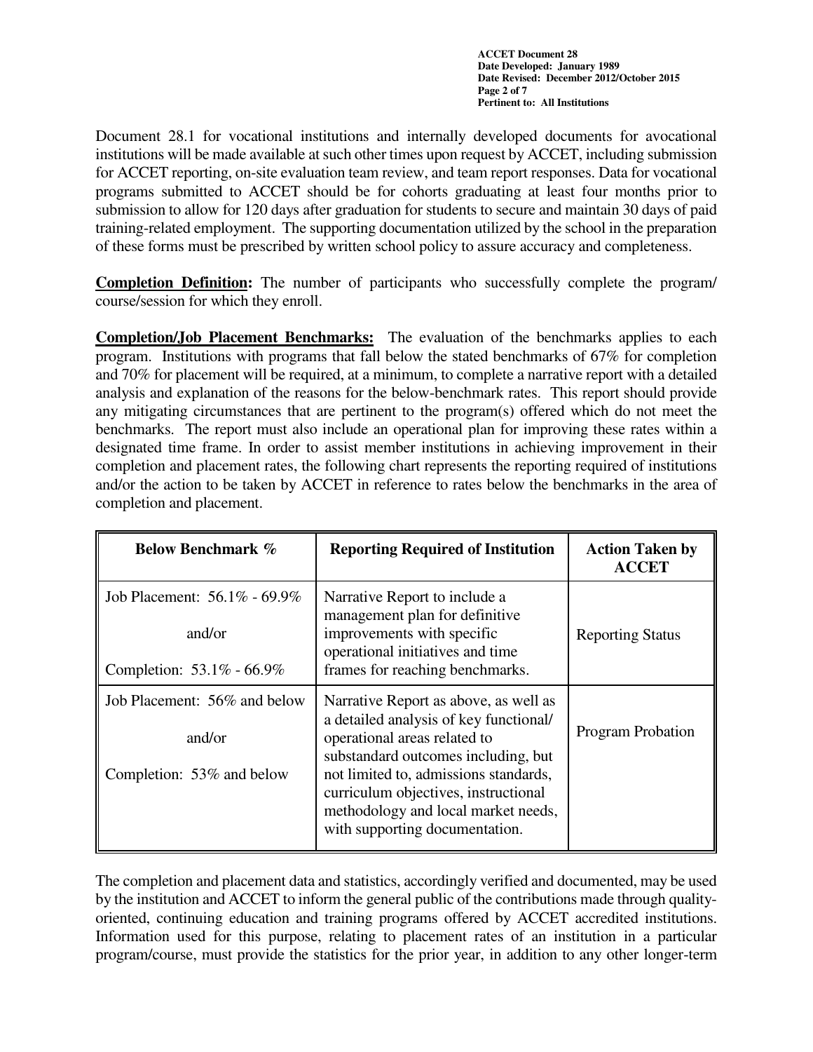Document 28.1 for vocational institutions and internally developed documents for avocational institutions will be made available at such other times upon request by ACCET, including submission for ACCET reporting, on-site evaluation team review, and team report responses. Data for vocational programs submitted to ACCET should be for cohorts graduating at least four months prior to submission to allow for 120 days after graduation for students to secure and maintain 30 days of paid training-related employment. The supporting documentation utilized by the school in the preparation of these forms must be prescribed by written school policy to assure accuracy and completeness.

**Completion Definition:** The number of participants who successfully complete the program/course/session for which they enroll.

**Completion/Job Placement Benchmarks:** The evaluation of the benchmarks applies to each program. Institutions with programs that fall below the stated benchmarks of 67% for completion and 70% for placement will be required, at a minimum, to complete a narrative report with a detailed analysis and explanation of the reasons for the below-benchmark rates. This report should provide any mitigating circumstances that are pertinent to the program(s) offered which do not meet the benchmarks. The report must also include an operational plan for improving these rates within a designated time frame. In order to assist member institutions in achieving improvement in their completion and placement rates, the following chart represents the reporting required of institutions and/or the action to be taken by ACCET in reference to rates below the benchmarks in the area of completion and placement.

| Below Benchmark % | Reporting Required of Institution | Action Taken by ACCET |
|---|---|---|
| Job Placement: 56.1% - 69.9% <br> and/or <br> Completion: 53.1% - 66.9% | Narrative Report to include a management plan for definitive improvements with specific operational initiatives and time frames for reaching benchmarks. | Reporting Status |
| Job Placement: 56% and below <br> and/or <br> Completion: 53% and below | Narrative Report as above, as well as a detailed analysis of key functional/ operational areas related to substandard outcomes including, but not limited to, admissions standards, curriculum objectives, instructional methodology and local market needs, with supporting documentation. | Program Probation |

The completion and placement data and statistics, accordingly verified and documented, may be used by the institution and ACCET to inform the general public of the contributions made through quality-oriented, continuing education and training programs offered by ACCET accredited institutions. Information used for this purpose, relating to placement rates of an institution in a particular program/course, must provide the statistics for the prior year, in addition to any other longer-term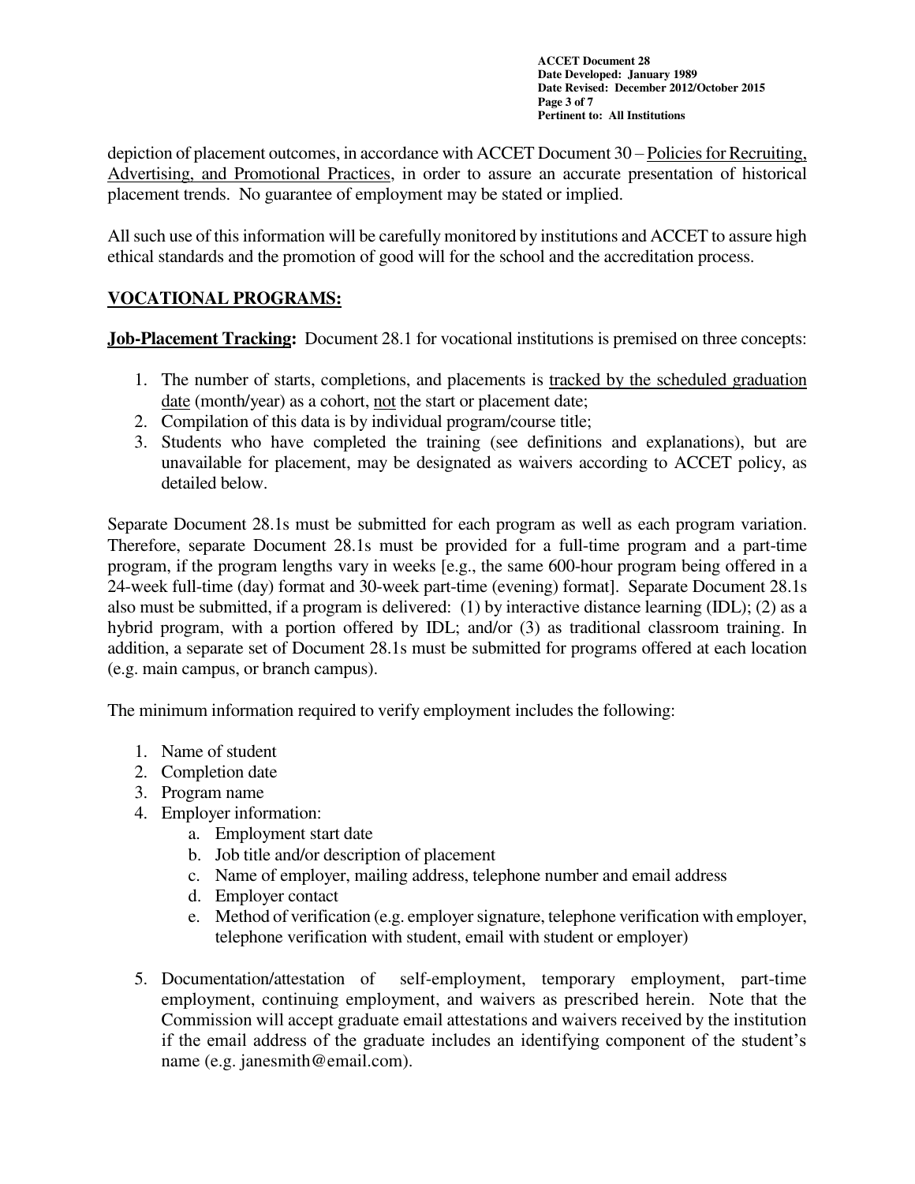depiction of placement outcomes, in accordance with ACCET Document 30 – Policies for Recruiting, Advertising, and Promotional Practices, in order to assure an accurate presentation of historical placement trends. No guarantee of employment may be stated or implied.

All such use of this information will be carefully monitored by institutions and ACCET to assure high ethical standards and the promotion of good will for the school and the accreditation process.

## VOCATIONAL PROGRAMS:

**Job-Placement Tracking:** Document 28.1 for vocational institutions is premised on three concepts:

1. The number of starts, completions, and placements is tracked by the scheduled graduation date (month/year) as a cohort, not the start or placement date;
2. Compilation of this data is by individual program/course title;
3. Students who have completed the training (see definitions and explanations), but are unavailable for placement, may be designated as waivers according to ACCET policy, as detailed below.

Separate Document 28.1s must be submitted for each program as well as each program variation. Therefore, separate Document 28.1s must be provided for a full-time program and a part-time program, if the program lengths vary in weeks [e.g., the same 600-hour program being offered in a 24-week full-time (day) format and 30-week part-time (evening) format]. Separate Document 28.1s also must be submitted, if a program is delivered: (1) by interactive distance learning (IDL); (2) as a hybrid program, with a portion offered by IDL; and/or (3) as traditional classroom training. In addition, a separate set of Document 28.1s must be submitted for programs offered at each location (e.g. main campus, or branch campus).

The minimum information required to verify employment includes the following:

1. Name of student
2. Completion date
3. Program name
4. Employer information:
   a. Employment start date
   b. Job title and/or description of placement
   c. Name of employer, mailing address, telephone number and email address
   d. Employer contact
   e. Method of verification (e.g. employer signature, telephone verification with employer, telephone verification with student, email with student or employer)
5. Documentation/attestation of self-employment, temporary employment, part-time employment, continuing employment, and waivers as prescribed herein. Note that the Commission will accept graduate email attestations and waivers received by the institution if the email address of the graduate includes an identifying component of the student's name (e.g. janesmith@email.com).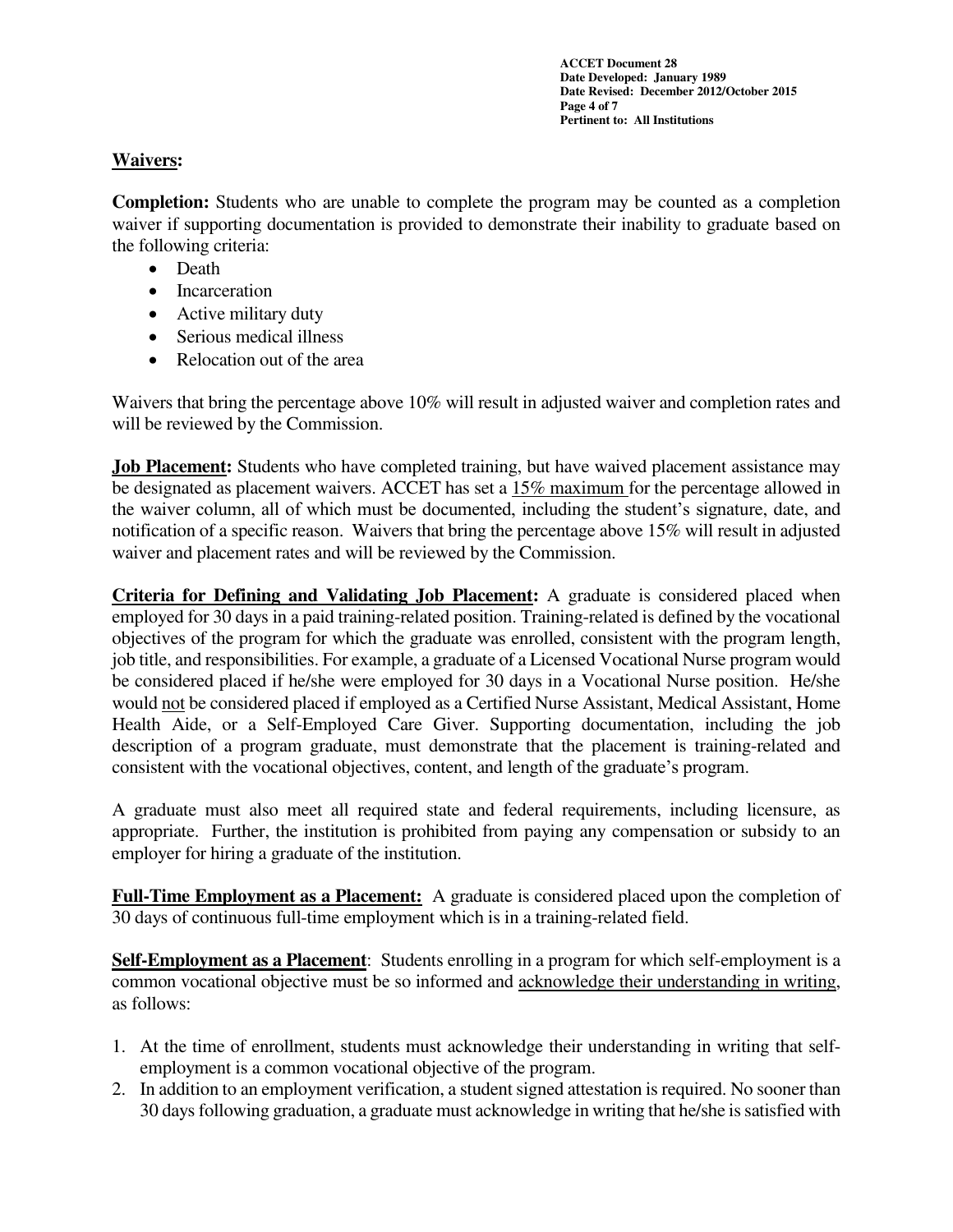## **Waivers:**

**Completion:** Students who are unable to complete the program may be counted as a completion waiver if supporting documentation is provided to demonstrate their inability to graduate based on the following criteria:

- Death
- Incarceration
- Active military duty
- Serious medical illness
- Relocation out of the area

Waivers that bring the percentage above 10% will result in adjusted waiver and completion rates and will be reviewed by the Commission.

**Job Placement:** Students who have completed training, but have waived placement assistance may be designated as placement waivers. ACCET has set a 15% maximum for the percentage allowed in the waiver column, all of which must be documented, including the student's signature, date, and notification of a specific reason. Waivers that bring the percentage above 15% will result in adjusted waiver and placement rates and will be reviewed by the Commission.

**Criteria for Defining and Validating Job Placement:** A graduate is considered placed when employed for 30 days in a paid training-related position. Training-related is defined by the vocational objectives of the program for which the graduate was enrolled, consistent with the program length, job title, and responsibilities. For example, a graduate of a Licensed Vocational Nurse program would be considered placed if he/she were employed for 30 days in a Vocational Nurse position. He/she would not be considered placed if employed as a Certified Nurse Assistant, Medical Assistant, Home Health Aide, or a Self-Employed Care Giver. Supporting documentation, including the job description of a program graduate, must demonstrate that the placement is training-related and consistent with the vocational objectives, content, and length of the graduate's program.

A graduate must also meet all required state and federal requirements, including licensure, as appropriate. Further, the institution is prohibited from paying any compensation or subsidy to an employer for hiring a graduate of the institution.

**Full-Time Employment as a Placement:** A graduate is considered placed upon the completion of 30 days of continuous full-time employment which is in a training-related field.

**Self-Employment as a Placement**: Students enrolling in a program for which self-employment is a common vocational objective must be so informed and acknowledge their understanding in writing, as follows:

1. At the time of enrollment, students must acknowledge their understanding in writing that self-employment is a common vocational objective of the program.
2. In addition to an employment verification, a student signed attestation is required. No sooner than 30 days following graduation, a graduate must acknowledge in writing that he/she is satisfied with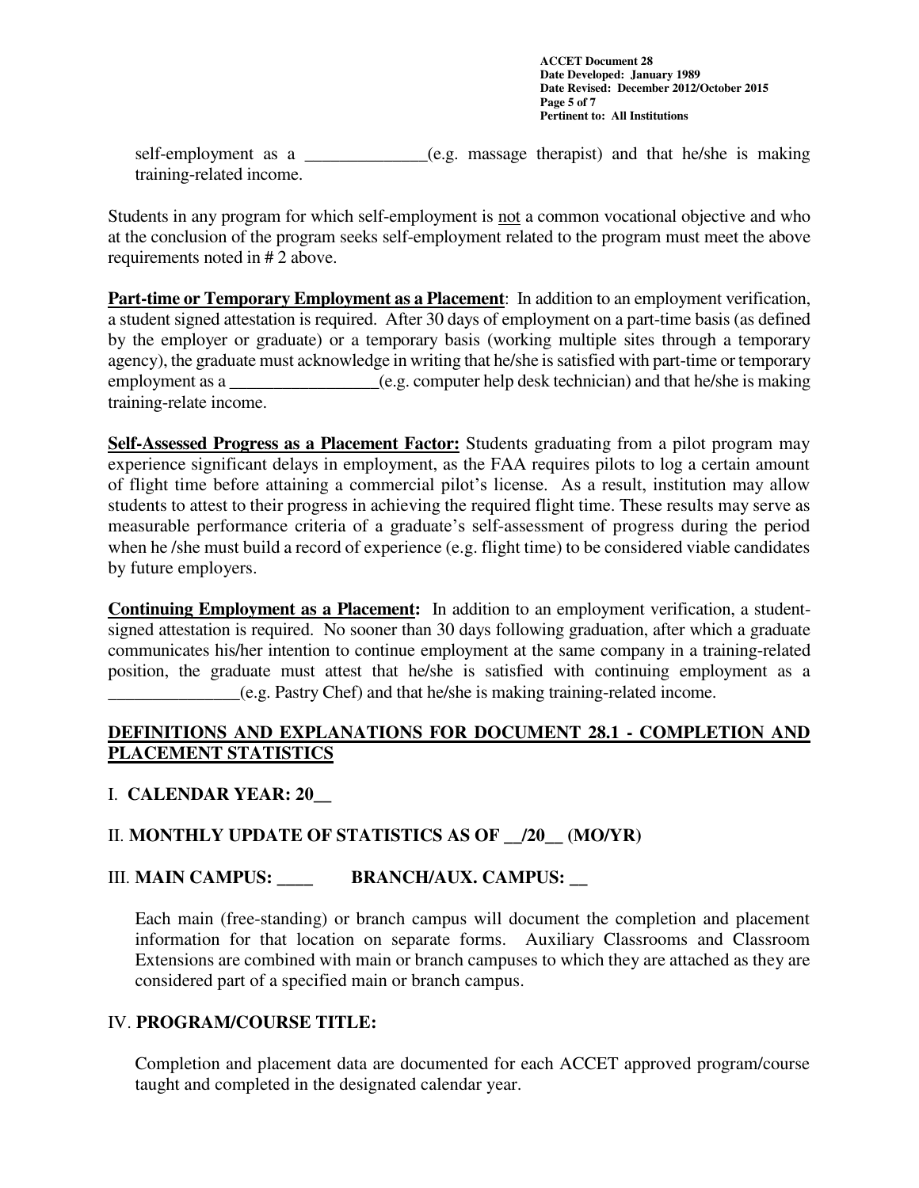self-employment as a ______________(e.g. massage therapist) and that he/she is making training-related income.

Students in any program for which self-employment is not a common vocational objective and who at the conclusion of the program seeks self-employment related to the program must meet the above requirements noted in # 2 above.

**Part-time or Temporary Employment as a Placement**: In addition to an employment verification, a student signed attestation is required. After 30 days of employment on a part-time basis (as defined by the employer or graduate) or a temporary basis (working multiple sites through a temporary agency), the graduate must acknowledge in writing that he/she is satisfied with part-time or temporary employment as a _________________(e.g. computer help desk technician) and that he/she is making training-relate income.

**Self-Assessed Progress as a Placement Factor:** Students graduating from a pilot program may experience significant delays in employment, as the FAA requires pilots to log a certain amount of flight time before attaining a commercial pilot's license. As a result, institution may allow students to attest to their progress in achieving the required flight time. These results may serve as measurable performance criteria of a graduate's self-assessment of progress during the period when he /she must build a record of experience (e.g. flight time) to be considered viable candidates by future employers.

**Continuing Employment as a Placement:** In addition to an employment verification, a student-signed attestation is required. No sooner than 30 days following graduation, after which a graduate communicates his/her intention to continue employment at the same company in a training-related position, the graduate must attest that he/she is satisfied with continuing employment as a _______________(e.g. Pastry Chef) and that he/she is making training-related income.

## DEFINITIONS AND EXPLANATIONS FOR DOCUMENT 28.1 - COMPLETION AND PLACEMENT STATISTICS

### I. CALENDAR YEAR: 20__

### II. MONTHLY UPDATE OF STATISTICS AS OF __/20__ (MO/YR)

### III. MAIN CAMPUS: ____ BRANCH/AUX. CAMPUS: __

Each main (free-standing) or branch campus will document the completion and placement information for that location on separate forms. Auxiliary Classrooms and Classroom Extensions are combined with main or branch campuses to which they are attached as they are considered part of a specified main or branch campus.

### IV. PROGRAM/COURSE TITLE:

Completion and placement data are documented for each ACCET approved program/course taught and completed in the designated calendar year.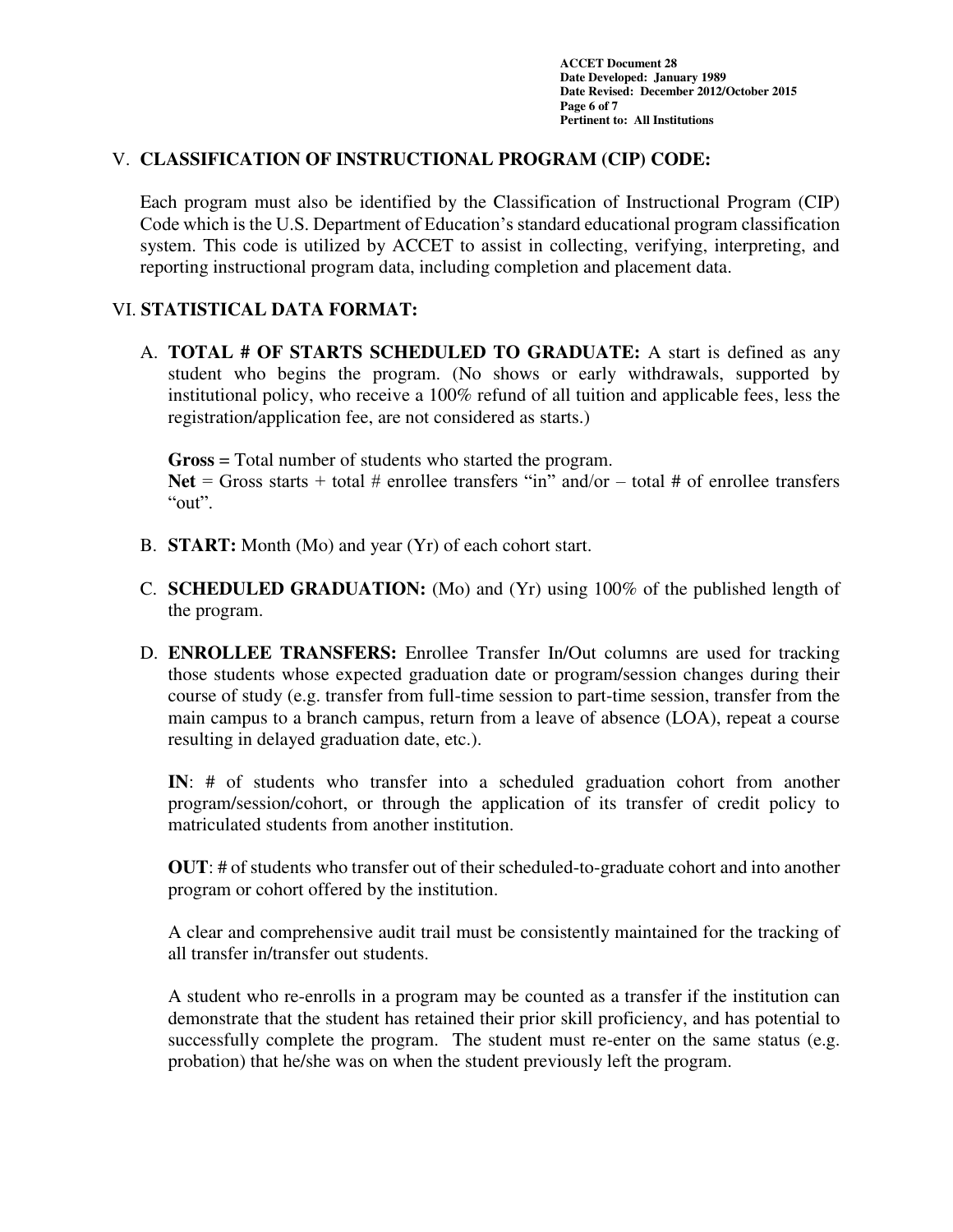## V. CLASSIFICATION OF INSTRUCTIONAL PROGRAM (CIP) CODE:

Each program must also be identified by the Classification of Instructional Program (CIP) Code which is the U.S. Department of Education's standard educational program classification system. This code is utilized by ACCET to assist in collecting, verifying, interpreting, and reporting instructional program data, including completion and placement data.

## VI. STATISTICAL DATA FORMAT:

A. **TOTAL # OF STARTS SCHEDULED TO GRADUATE:** A start is defined as any student who begins the program. (No shows or early withdrawals, supported by institutional policy, who receive a 100% refund of all tuition and applicable fees, less the registration/application fee, are not considered as starts.)

   **Gross =** Total number of students who started the program.
   **Net** = Gross starts + total # enrollee transfers "in" and/or – total # of enrollee transfers "out".

B. **START:** Month (Mo) and year (Yr) of each cohort start.

C. **SCHEDULED GRADUATION:** (Mo) and (Yr) using 100% of the published length of the program.

D. **ENROLLEE TRANSFERS:** Enrollee Transfer In/Out columns are used for tracking those students whose expected graduation date or program/session changes during their course of study (e.g. transfer from full-time session to part-time session, transfer from the main campus to a branch campus, return from a leave of absence (LOA), repeat a course resulting in delayed graduation date, etc.).

   **IN**: # of students who transfer into a scheduled graduation cohort from another program/session/cohort, or through the application of its transfer of credit policy to matriculated students from another institution.

   **OUT**: # of students who transfer out of their scheduled-to-graduate cohort and into another program or cohort offered by the institution.

   A clear and comprehensive audit trail must be consistently maintained for the tracking of all transfer in/transfer out students.

   A student who re-enrolls in a program may be counted as a transfer if the institution can demonstrate that the student has retained their prior skill proficiency, and has potential to successfully complete the program. The student must re-enter on the same status (e.g. probation) that he/she was on when the student previously left the program.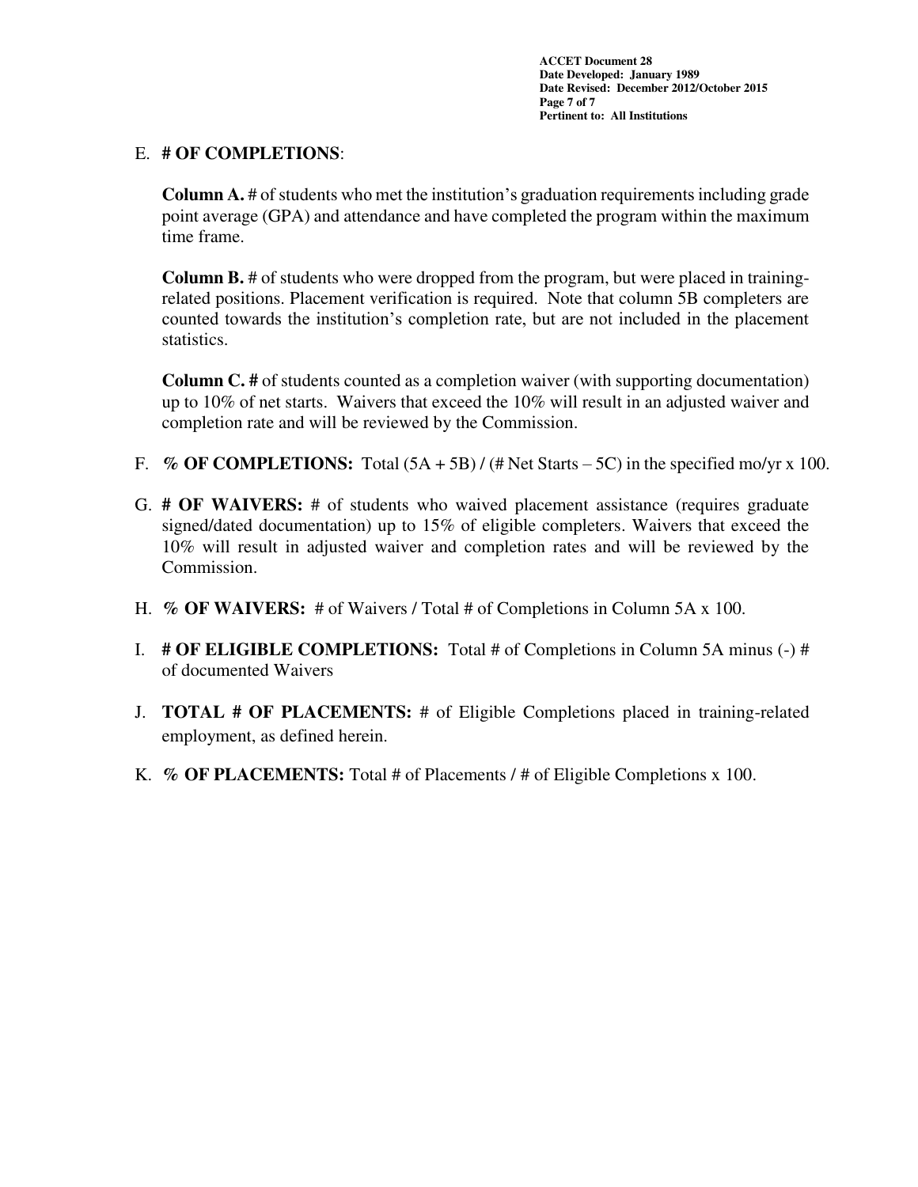E. **# OF COMPLETIONS**:

**Column A.** # of students who met the institution's graduation requirements including grade point average (GPA) and attendance and have completed the program within the maximum time frame.

**Column B.** # of students who were dropped from the program, but were placed in training-related positions. Placement verification is required. Note that column 5B completers are counted towards the institution's completion rate, but are not included in the placement statistics.

**Column C. #** of students counted as a completion waiver (with supporting documentation) up to 10% of net starts. Waivers that exceed the 10% will result in an adjusted waiver and completion rate and will be reviewed by the Commission.

F. ***% OF COMPLETIONS:*** Total (5A + 5B) **/** (# Net Starts – 5C) in the specified mo/yr x 100.

G. **# OF WAIVERS:** # of students who waived placement assistance (requires graduate signed/dated documentation) up to 15% of eligible completers. Waivers that exceed the 10% will result in adjusted waiver and completion rates and will be reviewed by the Commission.

H. ***% OF WAIVERS:*** # of Waivers **/** Total # of Completions in Column 5A x 100.

I. **# OF ELIGIBLE COMPLETIONS:** Total # of Completions in Column 5A minus (-) # of documented Waivers

J. **TOTAL # OF PLACEMENTS:** # of Eligible Completions placed in training-related employment, as defined herein.

K. ***% OF PLACEMENTS:*** Total # of Placements **/** # of Eligible Completions x 100.